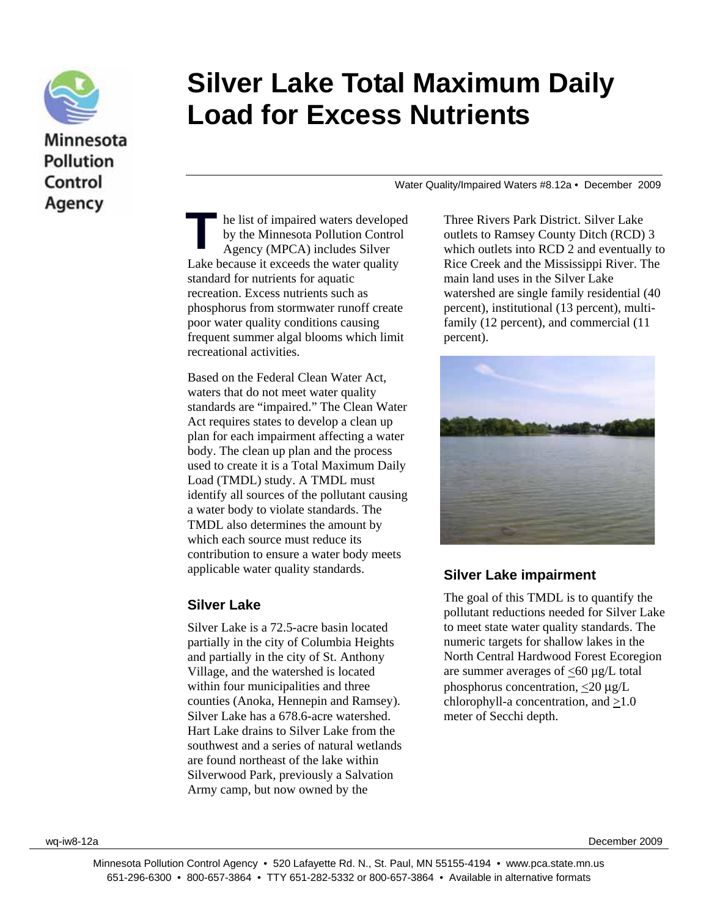# Silver Lake Total Maximum Daily Load for Excess Nutrients

Water Quality/Impaired Waters #8.12a • December 2009

The list of impaired waters developed by the Minnesota Pollution Control Agency (MPCA) includes Silver Lake because it exceeds the water quality standard for nutrients for aquatic recreation. Excess nutrients such as phosphorus from stormwater runoff create poor water quality conditions causing frequent summer algal blooms which limit recreational activities.

Based on the Federal Clean Water Act, waters that do not meet water quality standards are "impaired." The Clean Water Act requires states to develop a clean up plan for each impairment affecting a water body. The clean up plan and the process used to create it is a Total Maximum Daily Load (TMDL) study. A TMDL must identify all sources of the pollutant causing a water body to violate standards. The TMDL also determines the amount by which each source must reduce its contribution to ensure a water body meets applicable water quality standards.

## Silver Lake

Silver Lake is a 72.5-acre basin located partially in the city of Columbia Heights and partially in the city of St. Anthony Village, and the watershed is located within four municipalities and three counties (Anoka, Hennepin and Ramsey). Silver Lake has a 678.6-acre watershed. Hart Lake drains to Silver Lake from the southwest and a series of natural wetlands are found northeast of the lake within Silverwood Park, previously a Salvation Army camp, but now owned by the Three Rivers Park District. Silver Lake outlets to Ramsey County Ditch (RCD) 3 which outlets into RCD 2 and eventually to Rice Creek and the Mississippi River. The main land uses in the Silver Lake watershed are single family residential (40 percent), institutional (13 percent), multi-family (12 percent), and commercial (11 percent).

## Silver Lake impairment

The goal of this TMDL is to quantify the pollutant reductions needed for Silver Lake to meet state water quality standards. The numeric targets for shallow lakes in the North Central Hardwood Forest Ecoregion are summer averages of $\leq$60 µg/L total phosphorus concentration, $\leq$20 µg/L chlorophyll-a concentration, and $\geq$1.0 meter of Secchi depth.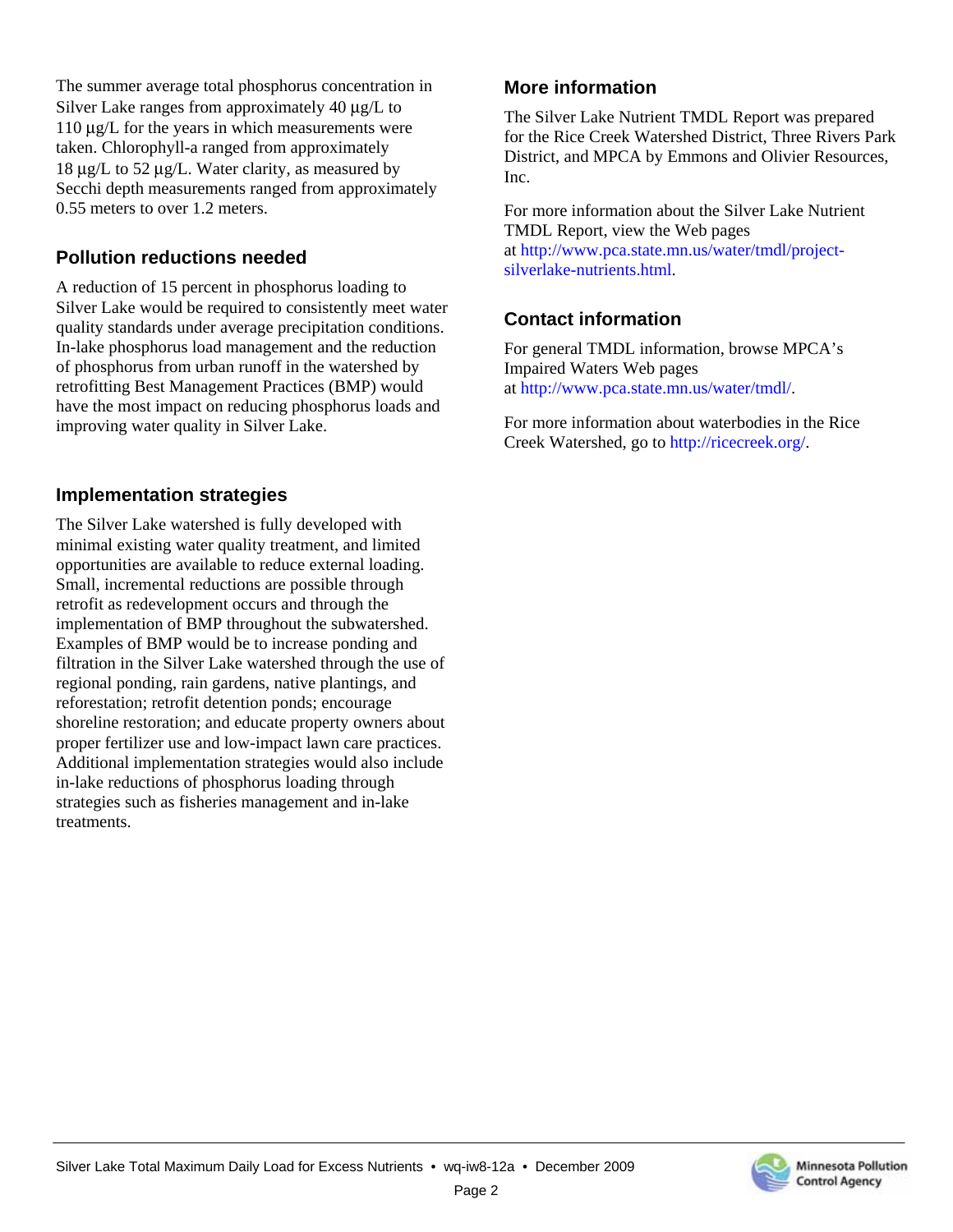The summer average total phosphorus concentration in Silver Lake ranges from approximately 40 µg/L to 110 µg/L for the years in which measurements were taken. Chlorophyll-a ranged from approximately 18 µg/L to 52 µg/L. Water clarity, as measured by Secchi depth measurements ranged from approximately 0.55 meters to over 1.2 meters.

## Pollution reductions needed

A reduction of 15 percent in phosphorus loading to Silver Lake would be required to consistently meet water quality standards under average precipitation conditions. In-lake phosphorus load management and the reduction of phosphorus from urban runoff in the watershed by retrofitting Best Management Practices (BMP) would have the most impact on reducing phosphorus loads and improving water quality in Silver Lake.

## Implementation strategies

The Silver Lake watershed is fully developed with minimal existing water quality treatment, and limited opportunities are available to reduce external loading. Small, incremental reductions are possible through retrofit as redevelopment occurs and through the implementation of BMP throughout the subwatershed. Examples of BMP would be to increase ponding and filtration in the Silver Lake watershed through the use of regional ponding, rain gardens, native plantings, and reforestation; retrofit detention ponds; encourage shoreline restoration; and educate property owners about proper fertilizer use and low-impact lawn care practices. Additional implementation strategies would also include in-lake reductions of phosphorus loading through strategies such as fisheries management and in-lake treatments.

## More information

The Silver Lake Nutrient TMDL Report was prepared for the Rice Creek Watershed District, Three Rivers Park District, and MPCA by Emmons and Olivier Resources, Inc.

For more information about the Silver Lake Nutrient TMDL Report, view the Web pages at http://www.pca.state.mn.us/water/tmdl/project-silverlake-nutrients.html.

## Contact information

For general TMDL information, browse MPCA's Impaired Waters Web pages at http://www.pca.state.mn.us/water/tmdl/.

For more information about waterbodies in the Rice Creek Watershed, go to http://ricecreek.org/.